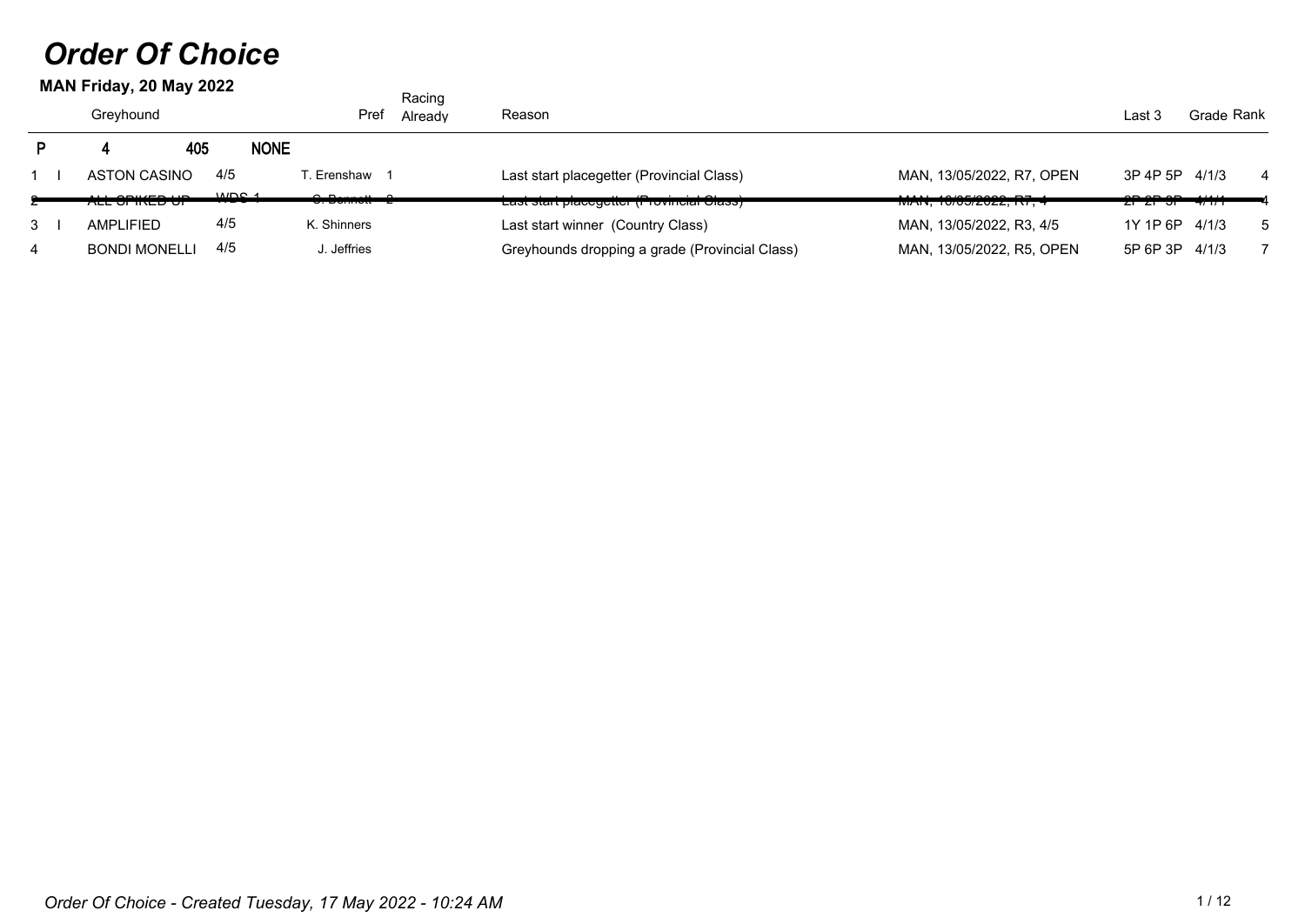# *Order Of Choice*

**MAN Friday, 20 May 2022**

| | | Greyhound | | Pref | Racing Already | Reason | | Last 3 | Grade | Rank |
|---|---|---|---|---|---|---|---|---|---|---|
| P | | 4 | 405 | NONE | | | | | | |
| 1 | I | ASTON CASINO | 4/5 | T. Erenshaw | 1 | Last start placegetter (Provincial Class) | MAN, 13/05/2022, R7, OPEN | 3P 4P 5P | 4/1/3 | 4 |
| ~~2~~ | | ~~ALL SPIKED UP~~ | ~~WDS 1~~ | ~~C. Bennett~~ | ~~2~~ | ~~Last start placegetter (Provincial Class)~~ | ~~MAN, 13/05/2022, R7, 4~~ | ~~2P 2P 3P~~ | ~~4/1/1~~ | ~~4~~ |
| 3 | I | AMPLIFIED | 4/5 | K. Shinners | | Last start winner (Country Class) | MAN, 13/05/2022, R3, 4/5 | 1Y 1P 6P | 4/1/3 | 5 |
| 4 | | BONDI MONELLI | 4/5 | J. Jeffries | | Greyhounds dropping a grade (Provincial Class) | MAN, 13/05/2022, R5, OPEN | 5P 6P 3P | 4/1/3 | 7 |

*Order Of Choice - Created Tuesday, 17 May 2022 - 10:24 AM*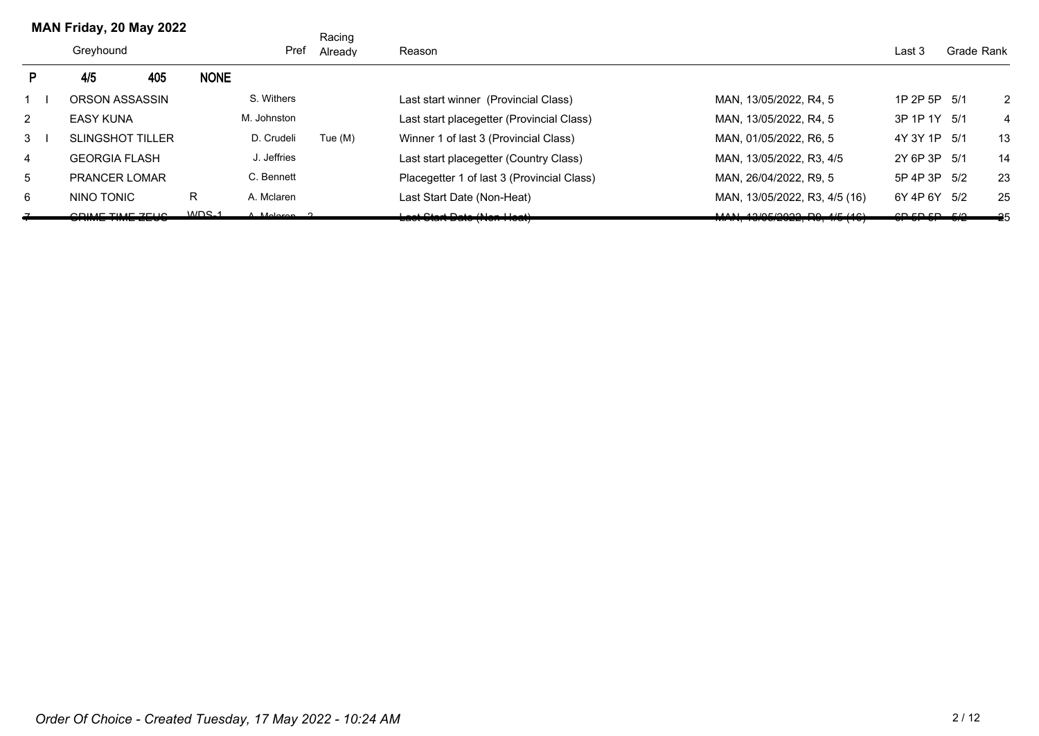**MAN Friday, 20 May 2022**

| | | Greyhound | | Pref | Racing Already | Reason | | Last 3 | Grade | Rank |
|---|---|---|---|---|---|---|---|---|---|---|
| **P** | | **4/5** | **405 NONE** | | | | | | | |
| 1 | I | ORSON ASSASSIN | | S. Withers | | Last start winner (Provincial Class) | MAN, 13/05/2022, R4, 5 | 1P 2P 5P | 5/1 | 2 |
| 2 | | EASY KUNA | | M. Johnston | | Last start placegetter (Provincial Class) | MAN, 13/05/2022, R4, 5 | 3P 1P 1Y | 5/1 | 4 |
| 3 | I | SLINGSHOT TILLER | | D. Crudeli | Tue (M) | Winner 1 of last 3 (Provincial Class) | MAN, 01/05/2022, R6, 5 | 4Y 3Y 1P | 5/1 | 13 |
| 4 | | GEORGIA FLASH | | J. Jeffries | | Last start placegetter (Country Class) | MAN, 13/05/2022, R3, 4/5 | 2Y 6P 3P | 5/1 | 14 |
| 5 | | PRANCER LOMAR | | C. Bennett | | Placegetter 1 of last 3 (Provincial Class) | MAN, 26/04/2022, R9, 5 | 5P 4P 3P | 5/2 | 23 |
| 6 | | NINO TONIC | R | A. Mclaren | | Last Start Date (Non-Heat) | MAN, 13/05/2022, R3, 4/5 (16) | 6Y 4P 6Y | 5/2 | 25 |
| ~~7~~ | | ~~CRIME TIME ZEUS~~ | ~~WDS-1~~ | ~~A. Mclaren~~ | ~~2~~ | ~~Last Start Date (Non-Heat)~~ | ~~MAN, 13/05/2022, R9, 4/5 (16)~~ | ~~6P 5P 5P~~ | ~~5/2~~ | ~~25~~ |

*Order Of Choice - Created Tuesday, 17 May 2022 - 10:24 AM*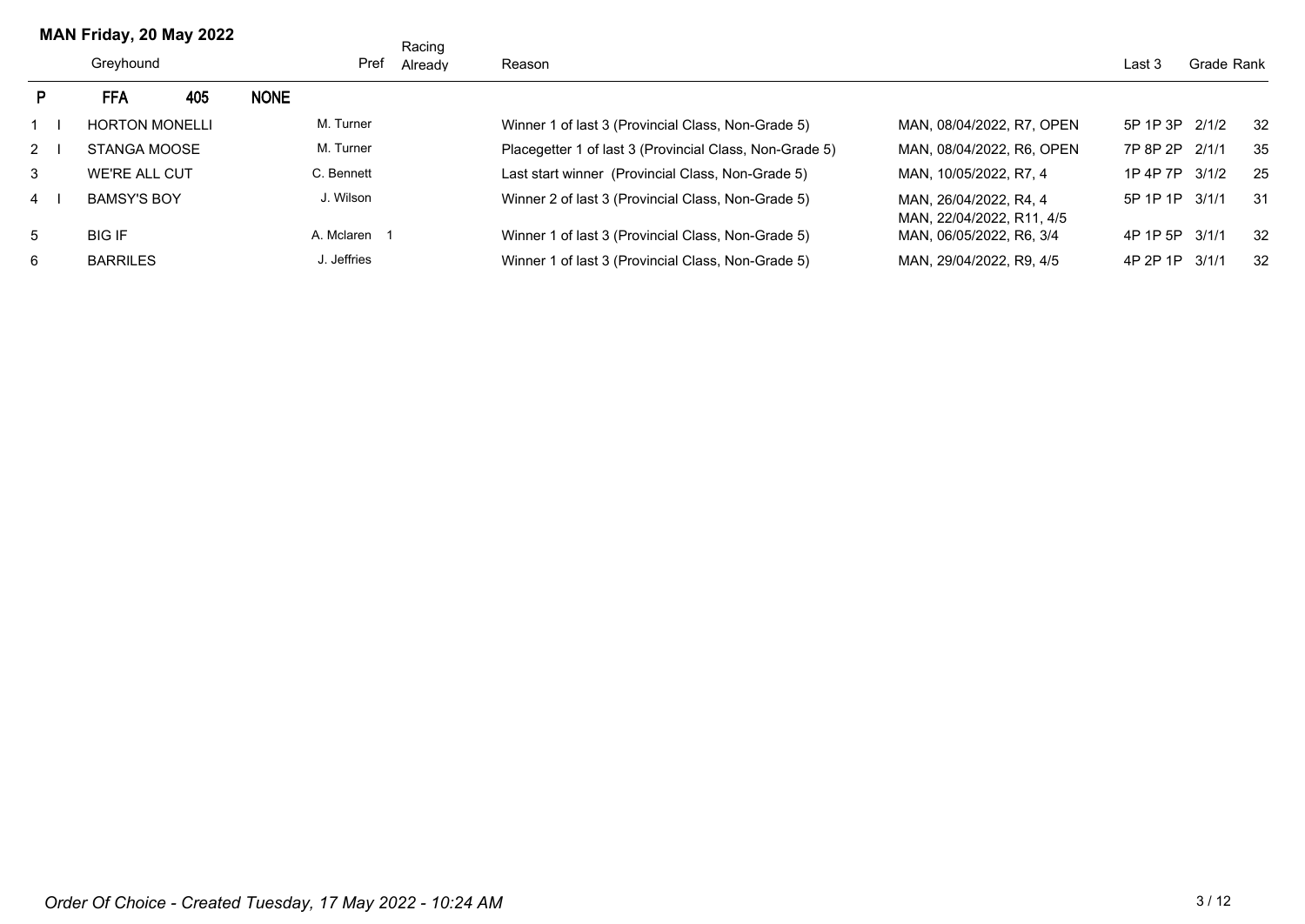**MAN Friday, 20 May 2022**

| | | Greyhound | Pref | Racing Already | Reason | | Last 3 | Grade | Rank |
|---|---|---|---|---|---|---|---|---|---|
| **P** | | **FFA 405 NONE** | | | | | | | |
| 1 | I | HORTON MONELLI | M. Turner | | Winner 1 of last 3 (Provincial Class, Non-Grade 5) | MAN, 08/04/2022, R7, OPEN | 5P 1P 3P | 2/1/2 | 32 |
| 2 | I | STANGA MOOSE | M. Turner | | Placegetter 1 of last 3 (Provincial Class, Non-Grade 5) | MAN, 08/04/2022, R6, OPEN | 7P 8P 2P | 2/1/1 | 35 |
| 3 | | WE'RE ALL CUT | C. Bennett | | Last start winner (Provincial Class, Non-Grade 5) | MAN, 10/05/2022, R7, 4 | 1P 4P 7P | 3/1/2 | 25 |
| 4 | I | BAMSY'S BOY | J. Wilson | | Winner 2 of last 3 (Provincial Class, Non-Grade 5) | MAN, 26/04/2022, R4, 4<br>MAN, 22/04/2022, R11, 4/5 | 5P 1P 1P | 3/1/1 | 31 |
| 5 | | BIG IF | A. Mclaren | 1 | Winner 1 of last 3 (Provincial Class, Non-Grade 5) | MAN, 06/05/2022, R6, 3/4 | 4P 1P 5P | 3/1/1 | 32 |
| 6 | | BARRILES | J. Jeffries | | Winner 1 of last 3 (Provincial Class, Non-Grade 5) | MAN, 29/04/2022, R9, 4/5 | 4P 2P 1P | 3/1/1 | 32 |

*Order Of Choice - Created Tuesday, 17 May 2022 - 10:24 AM*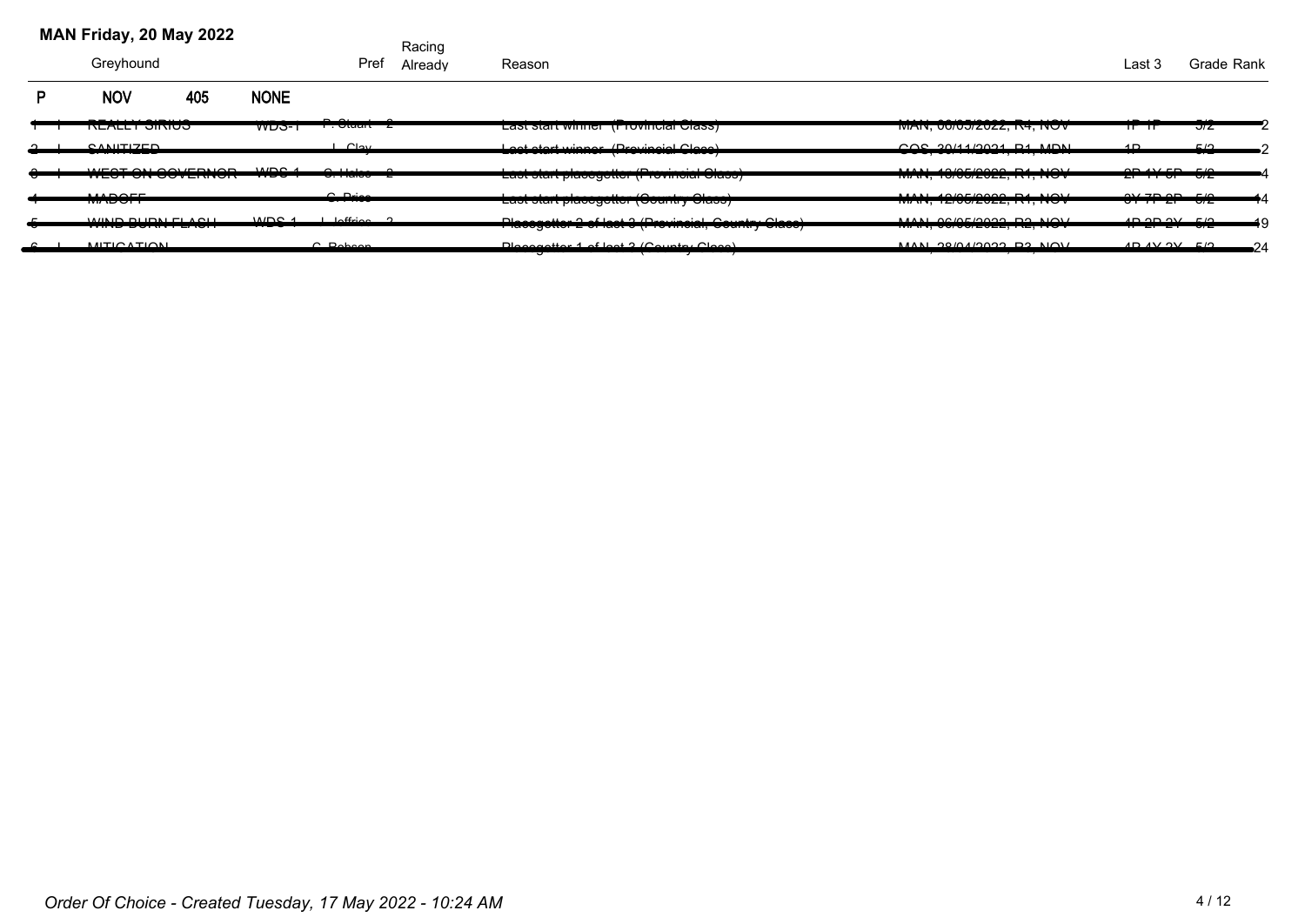**MAN Friday, 20 May 2022**

| P | | Greyhound | | Pref | Racing Already | Reason | | Last 3 | Grade | Rank |
|---|---|---|---|---|---|---|---|---|---|---|
| **NOV** | | **405** | **NONE** | | | | | | | |
| 1 | I | REALLY SIRIUS | WDS-1 | P. Stuart | 2 | Last start winner (Provincial Class) | MAN, 06/05/2022, R4, NOV | 1P 1P | 5/2 | 2 |
| 2 | I | SANITIZED | | L. Clay | | Last start winner (Provincial Class) | COS, 30/11/2021, R1, MDN | 1P | 5/2 | 2 |
| 3 | I | WEST ON GOVERNOR | WDS-1 | C. Halse | 2 | Last start placegetter (Provincial Class) | MAN, 10/05/2022, R1, NOV | 2P 1Y 5P | 5/2 | 4 |
| 4 | I | MADOFF | | C. Price | | Last start placegetter (Country Class) | MAN, 12/05/2022, R1, NOV | 8Y 7P 2P | 5/2 | 14 |
| 5 | I | WIND BURN FLASH | WDS-1 | L. Jeffries | 2 | Placegetter 2 of last 3 (Provincial, Country Class) | MAN, 06/05/2022, R2, NOV | 4P 2P 2Y | 5/2 | 19 |
| 6 | I | MITIGATION | | C. Robson | | Placegetter 1 of last 3 (Country Class) | MAN, 28/04/2022, R3, NOV | 4P 4Y 3Y | 5/2 | 24 |

*Order Of Choice - Created Tuesday, 17 May 2022 - 10:24 AM*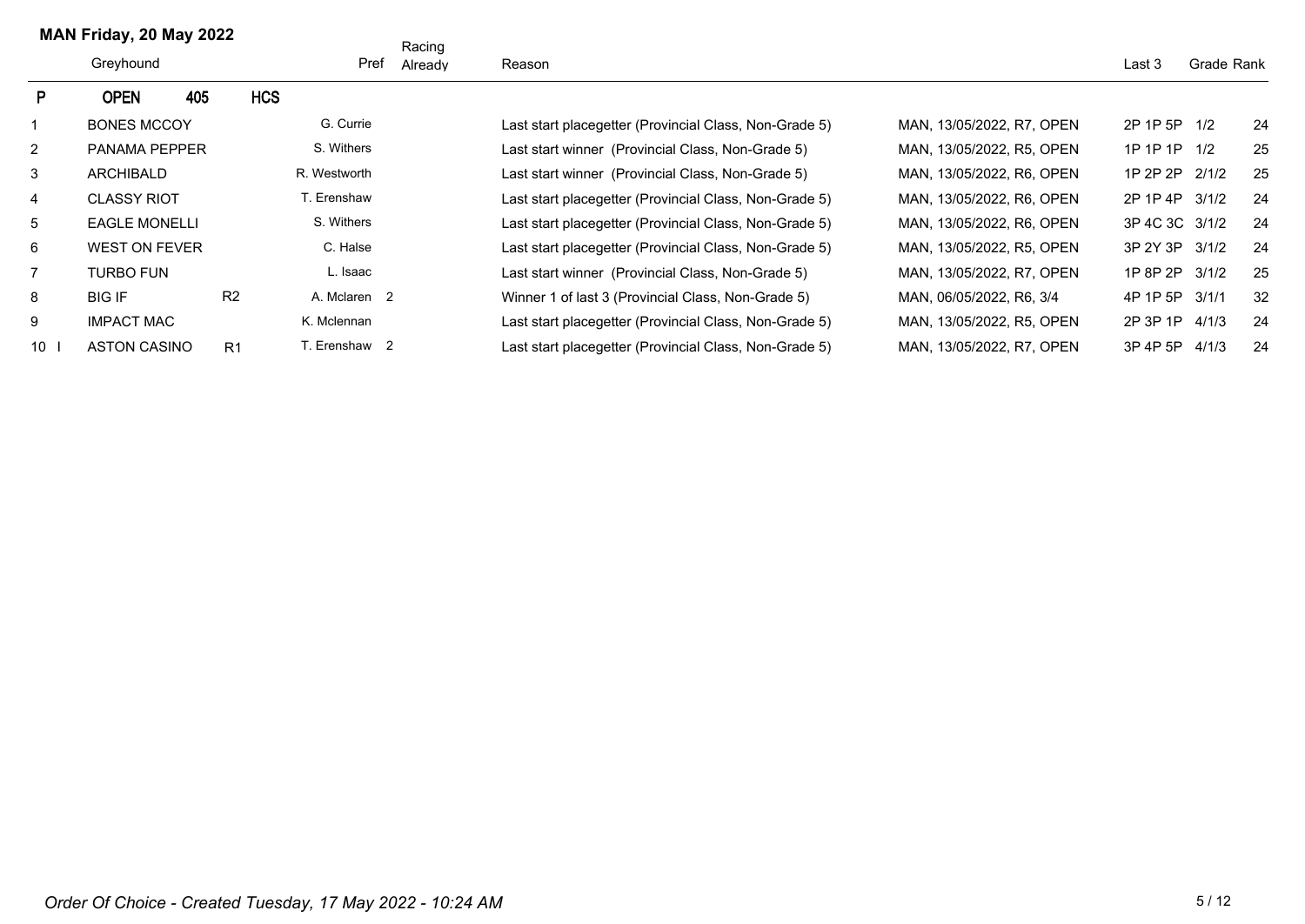**MAN Friday, 20 May 2022**

| P | Greyhound | | Pref | Racing Already | Reason | | Last 3 | Grade | Rank |
|---|---|---|---|---|---|---|---|---|---|
| | **OPEN** | **405** | **HCS** | | | | | | |
| 1 | BONES MCCOY | | G. Currie | | Last start placegetter (Provincial Class, Non-Grade 5) | MAN, 13/05/2022, R7, OPEN | 2P 1P 5P | 1/2 | 24 |
| 2 | PANAMA PEPPER | | S. Withers | | Last start winner (Provincial Class, Non-Grade 5) | MAN, 13/05/2022, R5, OPEN | 1P 1P 1P | 1/2 | 25 |
| 3 | ARCHIBALD | | R. Westworth | | Last start winner (Provincial Class, Non-Grade 5) | MAN, 13/05/2022, R6, OPEN | 1P 2P 2P | 2/1/2 | 25 |
| 4 | CLASSY RIOT | | T. Erenshaw | | Last start placegetter (Provincial Class, Non-Grade 5) | MAN, 13/05/2022, R6, OPEN | 2P 1P 4P | 3/1/2 | 24 |
| 5 | EAGLE MONELLI | | S. Withers | | Last start placegetter (Provincial Class, Non-Grade 5) | MAN, 13/05/2022, R6, OPEN | 3P 4C 3C | 3/1/2 | 24 |
| 6 | WEST ON FEVER | | C. Halse | | Last start placegetter (Provincial Class, Non-Grade 5) | MAN, 13/05/2022, R5, OPEN | 3P 2Y 3P | 3/1/2 | 24 |
| 7 | TURBO FUN | | L. Isaac | | Last start winner (Provincial Class, Non-Grade 5) | MAN, 13/05/2022, R7, OPEN | 1P 8P 2P | 3/1/2 | 25 |
| 8 | BIG IF | R2 | A. Mclaren | 2 | Winner 1 of last 3 (Provincial Class, Non-Grade 5) | MAN, 06/05/2022, R6, 3/4 | 4P 1P 5P | 3/1/1 | 32 |
| 9 | IMPACT MAC | | K. Mclennan | | Last start placegetter (Provincial Class, Non-Grade 5) | MAN, 13/05/2022, R5, OPEN | 2P 3P 1P | 4/1/3 | 24 |
| 10 I | ASTON CASINO | R1 | T. Erenshaw | 2 | Last start placegetter (Provincial Class, Non-Grade 5) | MAN, 13/05/2022, R7, OPEN | 3P 4P 5P | 4/1/3 | 24 |

*Order Of Choice - Created Tuesday, 17 May 2022 - 10:24 AM*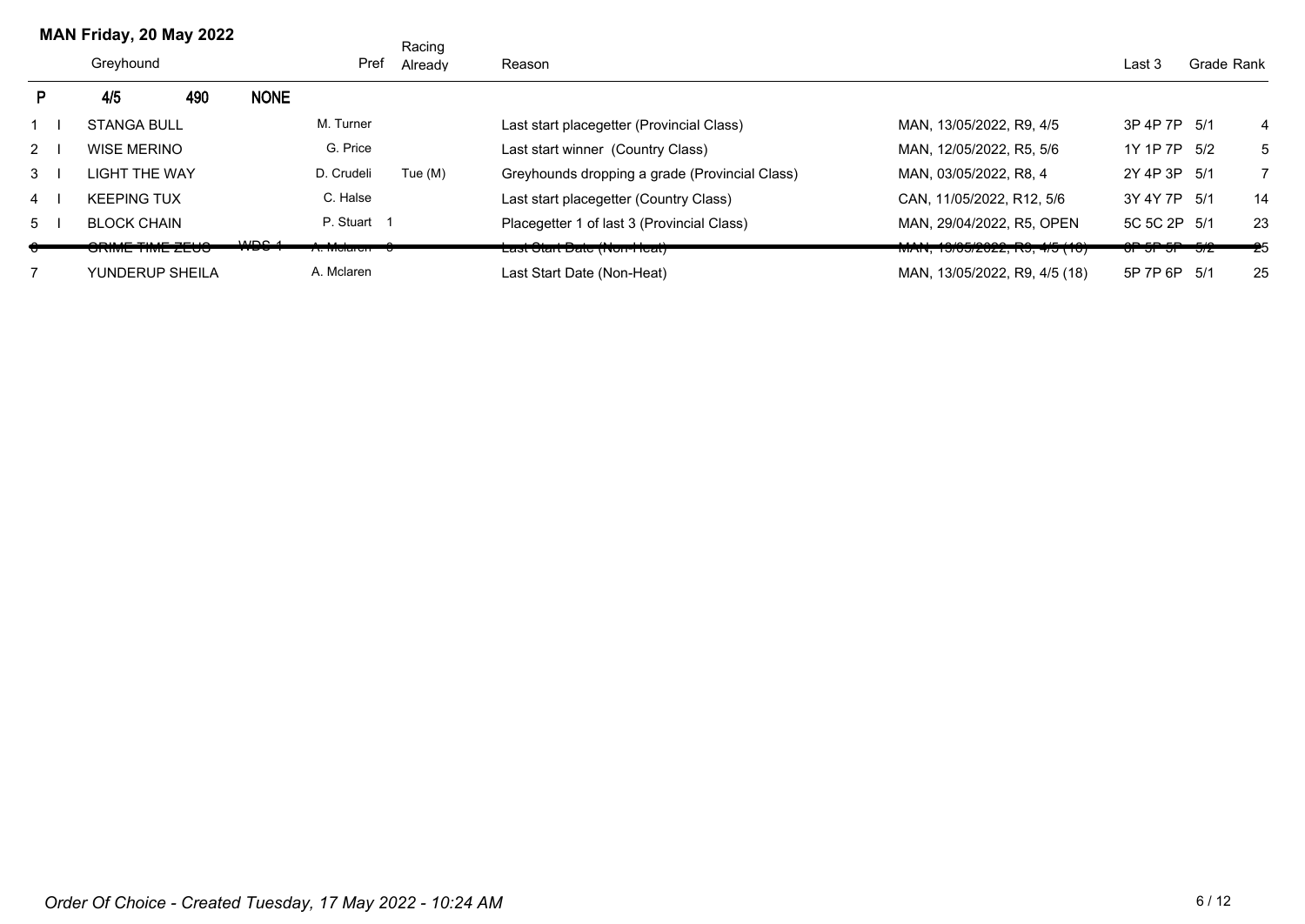**MAN Friday, 20 May 2022**

| | | Greyhound | | Pref | Racing Already | Reason | | Last 3 | Grade | Rank |
|---|---|---|---|---|---|---|---|---|---|---|
| P | | 4/5 | 490 NONE | | | | | | | |
| 1 | I | STANGA BULL | | M. Turner | | Last start placegetter (Provincial Class) | MAN, 13/05/2022, R9, 4/5 | 3P 4P 7P | 5/1 | 4 |
| 2 | I | WISE MERINO | | G. Price | | Last start winner (Country Class) | MAN, 12/05/2022, R5, 5/6 | 1Y 1P 7P | 5/2 | 5 |
| 3 | I | LIGHT THE WAY | | D. Crudeli | Tue (M) | Greyhounds dropping a grade (Provincial Class) | MAN, 03/05/2022, R8, 4 | 2Y 4P 3P | 5/1 | 7 |
| 4 | I | KEEPING TUX | | C. Halse | | Last start placegetter (Country Class) | CAN, 11/05/2022, R12, 5/6 | 3Y 4Y 7P | 5/1 | 14 |
| 5 | I | BLOCK CHAIN | | P. Stuart 1 | | Placegetter 1 of last 3 (Provincial Class) | MAN, 29/04/2022, R5, OPEN | 5C 5C 2P | 5/1 | 23 |
| ~~6~~ | | ~~CRIME TIME ZEUS~~ | ~~WDC 1~~ | ~~A. Mclaren 8~~ | | ~~Last Start Date (Non-Heat)~~ | ~~MAN, 13/05/2022, R9, 4/5 (18)~~ | ~~6P 5P 5P~~ | ~~5/2~~ | ~~25~~ |
| 7 | | YUNDERUP SHEILA | | A. Mclaren | | Last Start Date (Non-Heat) | MAN, 13/05/2022, R9, 4/5 (18) | 5P 7P 6P | 5/1 | 25 |

*Order Of Choice - Created Tuesday, 17 May 2022 - 10:24 AM*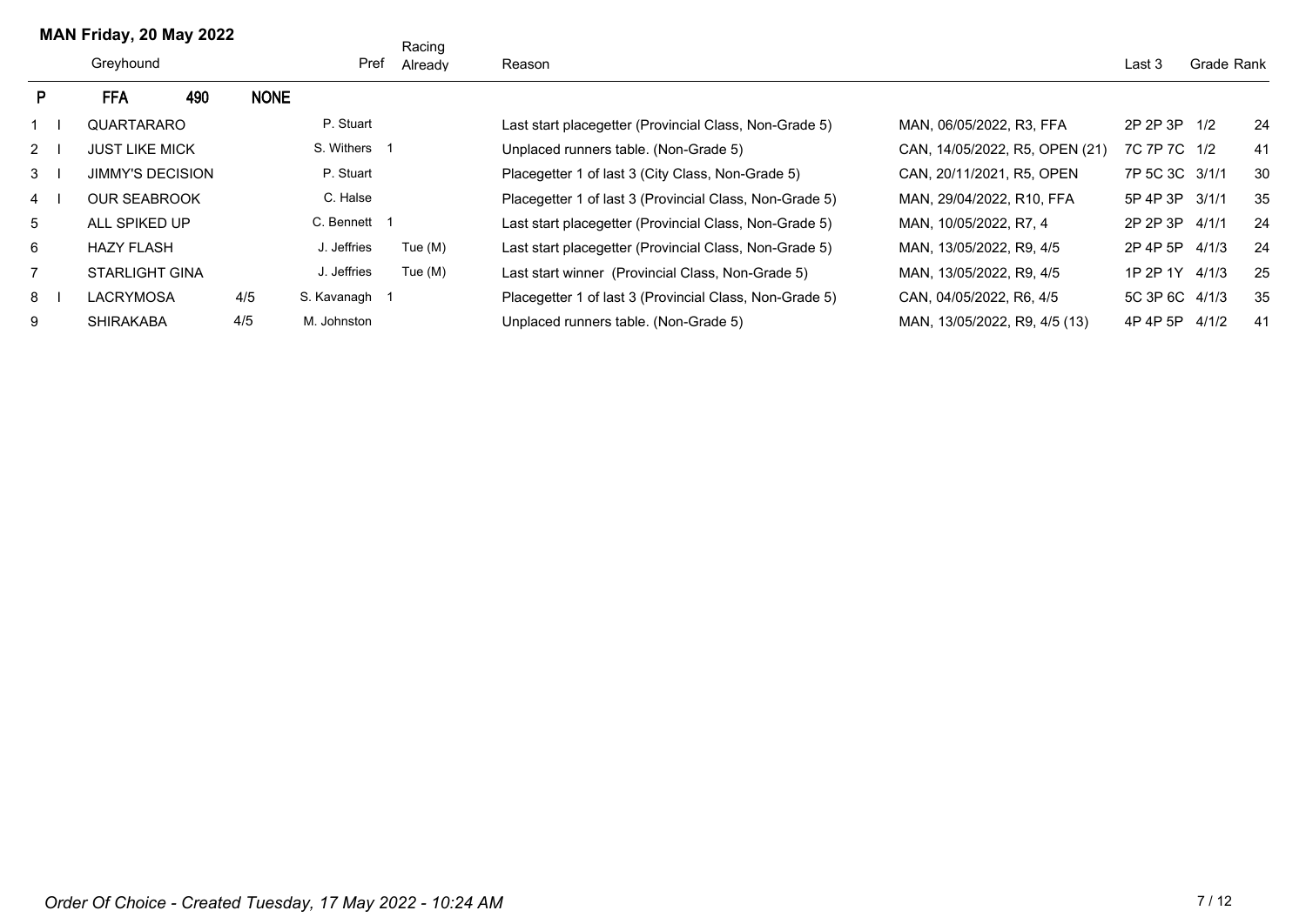**MAN Friday, 20 May 2022**

| | | Greyhound | | Pref | Racing Already | Reason | | Last 3 | Grade | Rank |
|---|---|---|---|---|---|---|---|---|---|---|
| **P** | | **FFA 490** | **NONE** | | | | | | | |
| 1 | I | QUARTARARO | | P. Stuart | | Last start placegetter (Provincial Class, Non-Grade 5) | MAN, 06/05/2022, R3, FFA | 2P 2P 3P | 1/2 | 24 |
| 2 | I | JUST LIKE MICK | | S. Withers 1 | | Unplaced runners table. (Non-Grade 5) | CAN, 14/05/2022, R5, OPEN (21) | 7C 7P 7C | 1/2 | 41 |
| 3 | I | JIMMY'S DECISION | | P. Stuart | | Placegetter 1 of last 3 (City Class, Non-Grade 5) | CAN, 20/11/2021, R5, OPEN | 7P 5C 3C | 3/1/1 | 30 |
| 4 | I | OUR SEABROOK | | C. Halse | | Placegetter 1 of last 3 (Provincial Class, Non-Grade 5) | MAN, 29/04/2022, R10, FFA | 5P 4P 3P | 3/1/1 | 35 |
| 5 | | ALL SPIKED UP | | C. Bennett 1 | | Last start placegetter (Provincial Class, Non-Grade 5) | MAN, 10/05/2022, R7, 4 | 2P 2P 3P | 4/1/1 | 24 |
| 6 | | HAZY FLASH | | J. Jeffries | Tue (M) | Last start placegetter (Provincial Class, Non-Grade 5) | MAN, 13/05/2022, R9, 4/5 | 2P 4P 5P | 4/1/3 | 24 |
| 7 | | STARLIGHT GINA | | J. Jeffries | Tue (M) | Last start winner (Provincial Class, Non-Grade 5) | MAN, 13/05/2022, R9, 4/5 | 1P 2P 1Y | 4/1/3 | 25 |
| 8 | I | LACRYMOSA | 4/5 | S. Kavanagh 1 | | Placegetter 1 of last 3 (Provincial Class, Non-Grade 5) | CAN, 04/05/2022, R6, 4/5 | 5C 3P 6C | 4/1/3 | 35 |
| 9 | | SHIRAKABA | 4/5 | M. Johnston | | Unplaced runners table. (Non-Grade 5) | MAN, 13/05/2022, R9, 4/5 (13) | 4P 4P 5P | 4/1/2 | 41 |

*Order Of Choice - Created Tuesday, 17 May 2022 - 10:24 AM*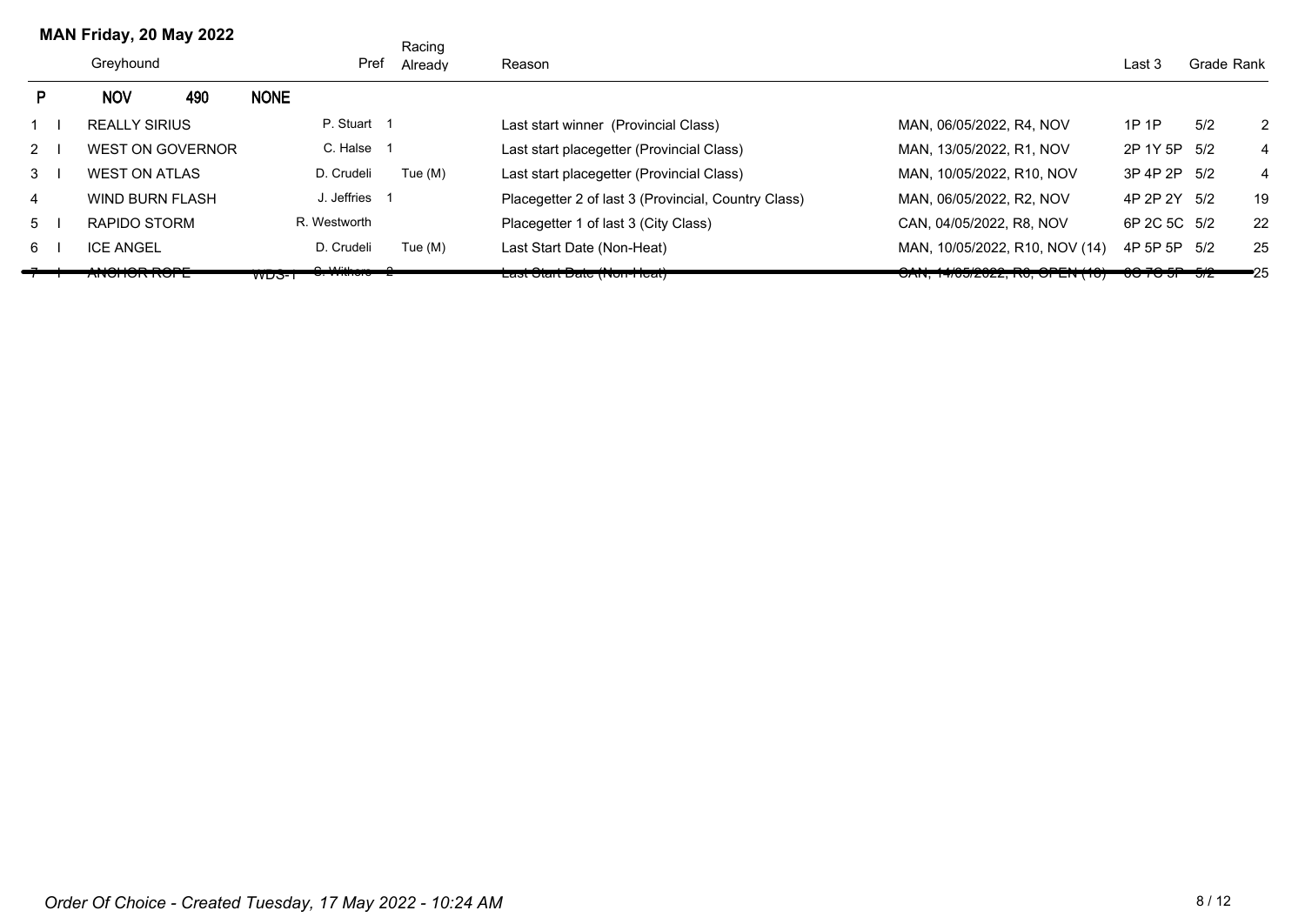**MAN Friday, 20 May 2022**

| | | Greyhound | | Pref | Racing Already | Reason | | Last 3 | Grade | Rank |
|---|---|---|---|---|---|---|---|---|---|---|
| P | | NOV 490 | NONE | | | | | | | |
| 1 | I | REALLY SIRIUS | | P. Stuart 1 | | Last start winner (Provincial Class) | MAN, 06/05/2022, R4, NOV | 1P 1P | 5/2 | 2 |
| 2 | I | WEST ON GOVERNOR | | C. Halse 1 | | Last start placegetter (Provincial Class) | MAN, 13/05/2022, R1, NOV | 2P 1Y 5P | 5/2 | 4 |
| 3 | I | WEST ON ATLAS | | D. Crudeli | Tue (M) | Last start placegetter (Provincial Class) | MAN, 10/05/2022, R10, NOV | 3P 4P 2P | 5/2 | 4 |
| 4 | | WIND BURN FLASH | | J. Jeffries 1 | | Placegetter 2 of last 3 (Provincial, Country Class) | MAN, 06/05/2022, R2, NOV | 4P 2P 2Y | 5/2 | 19 |
| 5 | I | RAPIDO STORM | | R. Westworth | | Placegetter 1 of last 3 (City Class) | CAN, 04/05/2022, R8, NOV | 6P 2C 5C | 5/2 | 22 |
| 6 | I | ICE ANGEL | | D. Crudeli | Tue (M) | Last Start Date (Non-Heat) | MAN, 10/05/2022, R10, NOV (14) | 4P 5P 5P | 5/2 | 25 |
| ~~7~~ | ~~I~~ | ~~ANCHOR ROPE~~ | ~~WDS-I~~ | ~~S. Withers 2~~ | | ~~Last Start Date (Non-Heat)~~ | ~~CAN, 14/05/2022, R8, OPEN (16)~~ | ~~6C 7C 5P~~ | ~~5/2~~ | ~~25~~ |

*Order Of Choice - Created Tuesday, 17 May 2022 - 10:24 AM*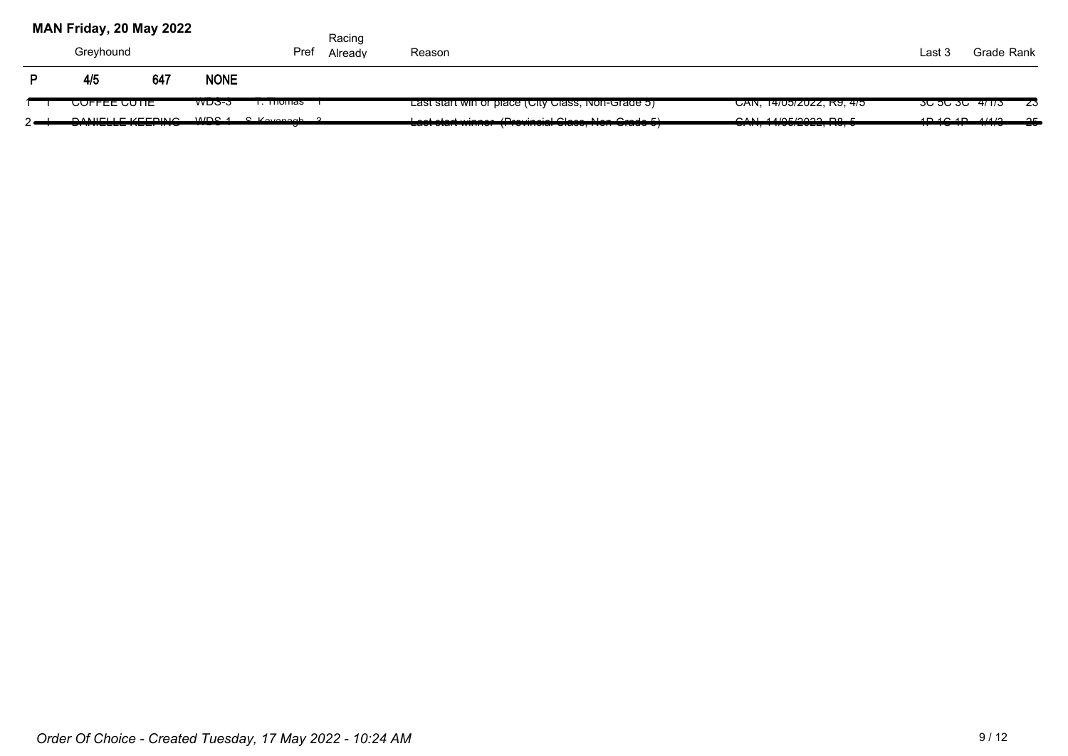**MAN Friday, 20 May 2022**

| | | Greyhound | | Pref | Racing Already | Reason | | Last 3 | Grade | Rank |
|---|---|---|---|---|---|---|---|---|---|---|
| P | | 4/5 | 647 | NONE | | | | | | |
| 1 | I | COFFEE CUTIE | WDS-3 | T. Thomas | 1 | Last start win or place (City Class, Non-Grade 5) | CAN, 14/05/2022, R9, 4/5 | 3C 5C 3C | 4/1/3 | 23 |
| 2 | I | DANIELLE KEEPING | WDS-1 | S. Kavanagh | 2 | Last start winner (Provincial Class, Non-Grade 5) | CAN, 14/05/2022, R8, 5 | 1P 1C 1P | 4/1/3 | 25 |

*Order Of Choice - Created Tuesday, 17 May 2022 - 10:24 AM*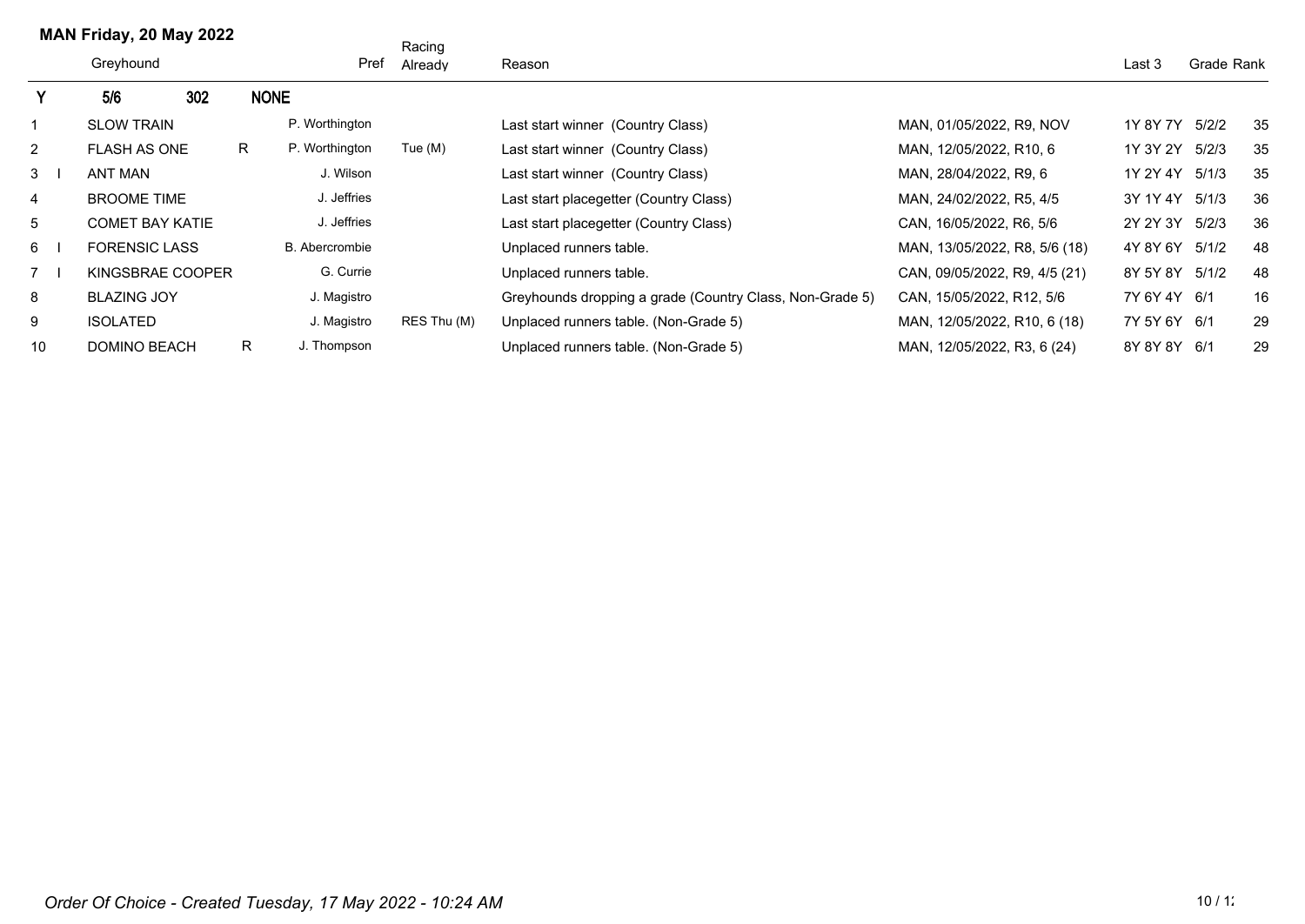**MAN Friday, 20 May 2022**

| | | Greyhound | | Pref | Racing Already | Reason | | Last 3 | Grade | Rank |
|---|---|---|---|---|---|---|---|---|---|---|
| Y | | 5/6 | 302 | NONE | | | | | | |
| 1 | | SLOW TRAIN | | P. Worthington | | Last start winner (Country Class) | MAN, 01/05/2022, R9, NOV | 1Y 8Y 7Y | 5/2/2 | 35 |
| 2 | | FLASH AS ONE | R | P. Worthington | Tue (M) | Last start winner (Country Class) | MAN, 12/05/2022, R10, 6 | 1Y 3Y 2Y | 5/2/3 | 35 |
| 3 | I | ANT MAN | | J. Wilson | | Last start winner (Country Class) | MAN, 28/04/2022, R9, 6 | 1Y 2Y 4Y | 5/1/3 | 35 |
| 4 | | BROOME TIME | | J. Jeffries | | Last start placegetter (Country Class) | MAN, 24/02/2022, R5, 4/5 | 3Y 1Y 4Y | 5/1/3 | 36 |
| 5 | | COMET BAY KATIE | | J. Jeffries | | Last start placegetter (Country Class) | CAN, 16/05/2022, R6, 5/6 | 2Y 2Y 3Y | 5/2/3 | 36 |
| 6 | I | FORENSIC LASS | | B. Abercrombie | | Unplaced runners table. | MAN, 13/05/2022, R8, 5/6 (18) | 4Y 8Y 6Y | 5/1/2 | 48 |
| 7 | I | KINGSBRAE COOPER | | G. Currie | | Unplaced runners table. | CAN, 09/05/2022, R9, 4/5 (21) | 8Y 5Y 8Y | 5/1/2 | 48 |
| 8 | | BLAZING JOY | | J. Magistro | | Greyhounds dropping a grade (Country Class, Non-Grade 5) | CAN, 15/05/2022, R12, 5/6 | 7Y 6Y 4Y | 6/1 | 16 |
| 9 | | ISOLATED | | J. Magistro | RES Thu (M) | Unplaced runners table. (Non-Grade 5) | MAN, 12/05/2022, R10, 6 (18) | 7Y 5Y 6Y | 6/1 | 29 |
| 10 | | DOMINO BEACH | R | J. Thompson | | Unplaced runners table. (Non-Grade 5) | MAN, 12/05/2022, R3, 6 (24) | 8Y 8Y 8Y | 6/1 | 29 |

*Order Of Choice - Created Tuesday, 17 May 2022 - 10:24 AM*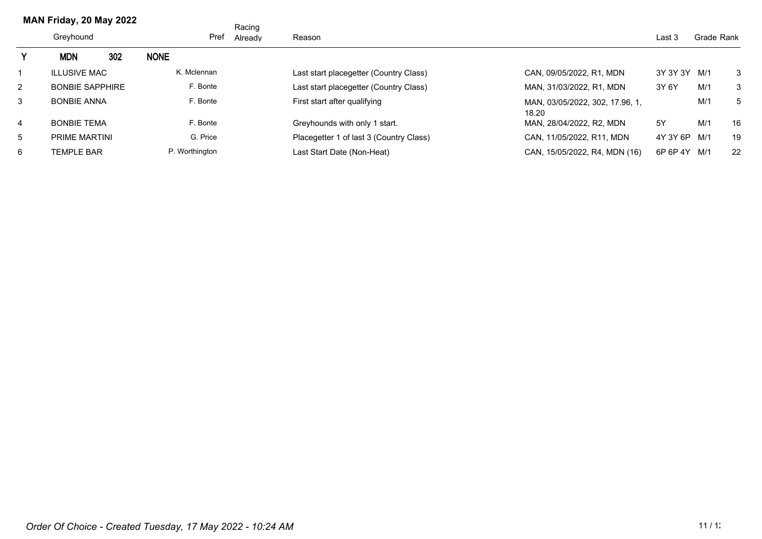## MAN Friday, 20 May 2022

| | Greyhound | Pref | Racing Already | Reason | | Last 3 | Grade | Rank |
|---|---|---|---|---|---|---|---|---|
| Y | MDN 302 | NONE | | | | | | |
| 1 | ILLUSIVE MAC | K. Mclennan | | Last start placegetter (Country Class) | CAN, 09/05/2022, R1, MDN | 3Y 3Y 3Y | M/1 | 3 |
| 2 | BONBIE SAPPHIRE | F. Bonte | | Last start placegetter (Country Class) | MAN, 31/03/2022, R1, MDN | 3Y 6Y | M/1 | 3 |
| 3 | BONBIE ANNA | F. Bonte | | First start after qualifying | MAN, 03/05/2022, 302, 17.96, 1, 18.20 | | M/1 | 5 |
| 4 | BONBIE TEMA | F. Bonte | | Greyhounds with only 1 start. | MAN, 28/04/2022, R2, MDN | 5Y | M/1 | 16 |
| 5 | PRIME MARTINI | G. Price | | Placegetter 1 of last 3 (Country Class) | CAN, 11/05/2022, R11, MDN | 4Y 3Y 6P | M/1 | 19 |
| 6 | TEMPLE BAR | P. Worthington | | Last Start Date (Non-Heat) | CAN, 15/05/2022, R4, MDN (16) | 6P 6P 4Y | M/1 | 22 |

*Order Of Choice - Created Tuesday, 17 May 2022 - 10:24 AM*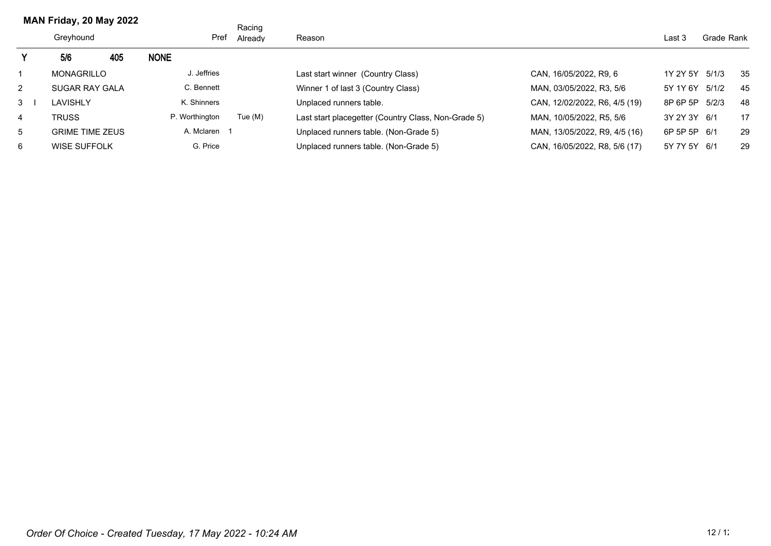## MAN Friday, 20 May 2022

| | Greyhound | Pref | Racing Already | Reason | | Last 3 | Grade | Rank |
|---|---|---|---|---|---|---|---|---|
| **Y** | **5/6** **405** | **NONE** | | | | | | |
| 1 | MONAGRILLO | J. Jeffries | | Last start winner (Country Class) | CAN, 16/05/2022, R9, 6 | 1Y 2Y 5Y | 5/1/3 | 35 |
| 2 | SUGAR RAY GALA | C. Bennett | | Winner 1 of last 3 (Country Class) | MAN, 03/05/2022, R3, 5/6 | 5Y 1Y 6Y | 5/1/2 | 45 |
| 3 I | LAVISHLY | K. Shinners | | Unplaced runners table. | CAN, 12/02/2022, R6, 4/5 (19) | 8P 6P 5P | 5/2/3 | 48 |
| 4 | TRUSS | P. Worthington | Tue (M) | Last start placegetter (Country Class, Non-Grade 5) | MAN, 10/05/2022, R5, 5/6 | 3Y 2Y 3Y | 6/1 | 17 |
| 5 | GRIME TIME ZEUS | A. Mclaren 1 | | Unplaced runners table. (Non-Grade 5) | MAN, 13/05/2022, R9, 4/5 (16) | 6P 5P 5P | 6/1 | 29 |
| 6 | WISE SUFFOLK | G. Price | | Unplaced runners table. (Non-Grade 5) | CAN, 16/05/2022, R8, 5/6 (17) | 5Y 7Y 5Y | 6/1 | 29 |

*Order Of Choice - Created Tuesday, 17 May 2022 - 10:24 AM*